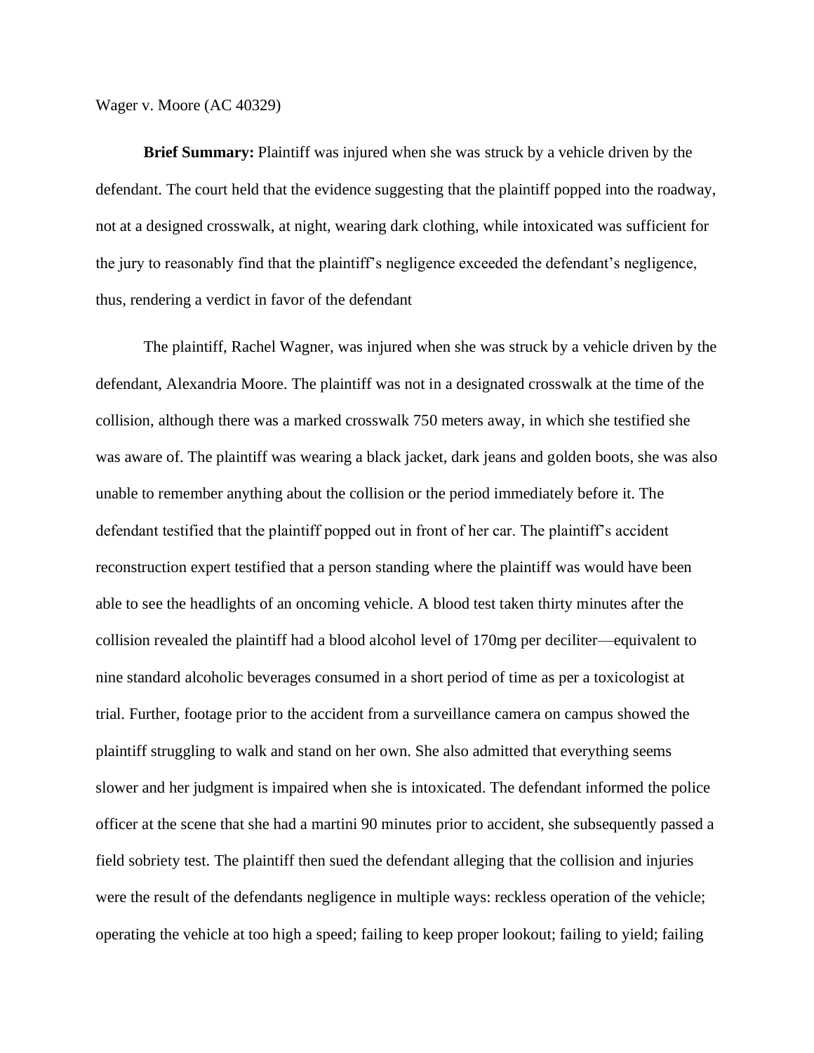Wager v. Moore (AC 40329)

**Brief Summary:** Plaintiff was injured when she was struck by a vehicle driven by the defendant. The court held that the evidence suggesting that the plaintiff popped into the roadway, not at a designed crosswalk, at night, wearing dark clothing, while intoxicated was sufficient for the jury to reasonably find that the plaintiff's negligence exceeded the defendant's negligence, thus, rendering a verdict in favor of the defendant

The plaintiff, Rachel Wagner, was injured when she was struck by a vehicle driven by the defendant, Alexandria Moore. The plaintiff was not in a designated crosswalk at the time of the collision, although there was a marked crosswalk 750 meters away, in which she testified she was aware of. The plaintiff was wearing a black jacket, dark jeans and golden boots, she was also unable to remember anything about the collision or the period immediately before it. The defendant testified that the plaintiff popped out in front of her car. The plaintiff's accident reconstruction expert testified that a person standing where the plaintiff was would have been able to see the headlights of an oncoming vehicle. A blood test taken thirty minutes after the collision revealed the plaintiff had a blood alcohol level of 170mg per deciliter—equivalent to nine standard alcoholic beverages consumed in a short period of time as per a toxicologist at trial. Further, footage prior to the accident from a surveillance camera on campus showed the plaintiff struggling to walk and stand on her own. She also admitted that everything seems slower and her judgment is impaired when she is intoxicated. The defendant informed the police officer at the scene that she had a martini 90 minutes prior to accident, she subsequently passed a field sobriety test. The plaintiff then sued the defendant alleging that the collision and injuries were the result of the defendants negligence in multiple ways: reckless operation of the vehicle; operating the vehicle at too high a speed; failing to keep proper lookout; failing to yield; failing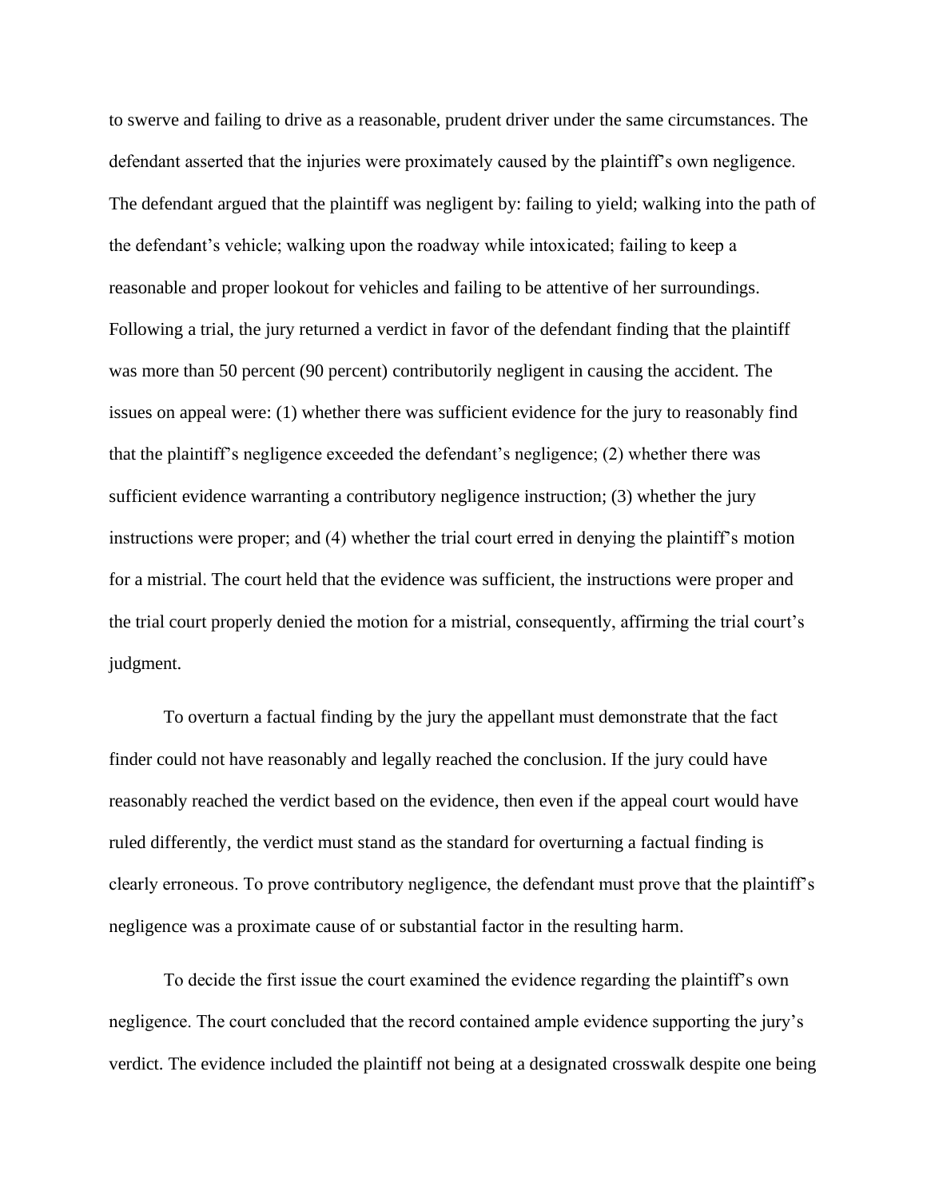to swerve and failing to drive as a reasonable, prudent driver under the same circumstances. The defendant asserted that the injuries were proximately caused by the plaintiff's own negligence. The defendant argued that the plaintiff was negligent by: failing to yield; walking into the path of the defendant's vehicle; walking upon the roadway while intoxicated; failing to keep a reasonable and proper lookout for vehicles and failing to be attentive of her surroundings. Following a trial, the jury returned a verdict in favor of the defendant finding that the plaintiff was more than 50 percent (90 percent) contributorily negligent in causing the accident. The issues on appeal were: (1) whether there was sufficient evidence for the jury to reasonably find that the plaintiff's negligence exceeded the defendant's negligence; (2) whether there was sufficient evidence warranting a contributory negligence instruction; (3) whether the jury instructions were proper; and (4) whether the trial court erred in denying the plaintiff's motion for a mistrial. The court held that the evidence was sufficient, the instructions were proper and the trial court properly denied the motion for a mistrial, consequently, affirming the trial court's judgment.

To overturn a factual finding by the jury the appellant must demonstrate that the fact finder could not have reasonably and legally reached the conclusion. If the jury could have reasonably reached the verdict based on the evidence, then even if the appeal court would have ruled differently, the verdict must stand as the standard for overturning a factual finding is clearly erroneous. To prove contributory negligence, the defendant must prove that the plaintiff's negligence was a proximate cause of or substantial factor in the resulting harm.

To decide the first issue the court examined the evidence regarding the plaintiff's own negligence. The court concluded that the record contained ample evidence supporting the jury's verdict. The evidence included the plaintiff not being at a designated crosswalk despite one being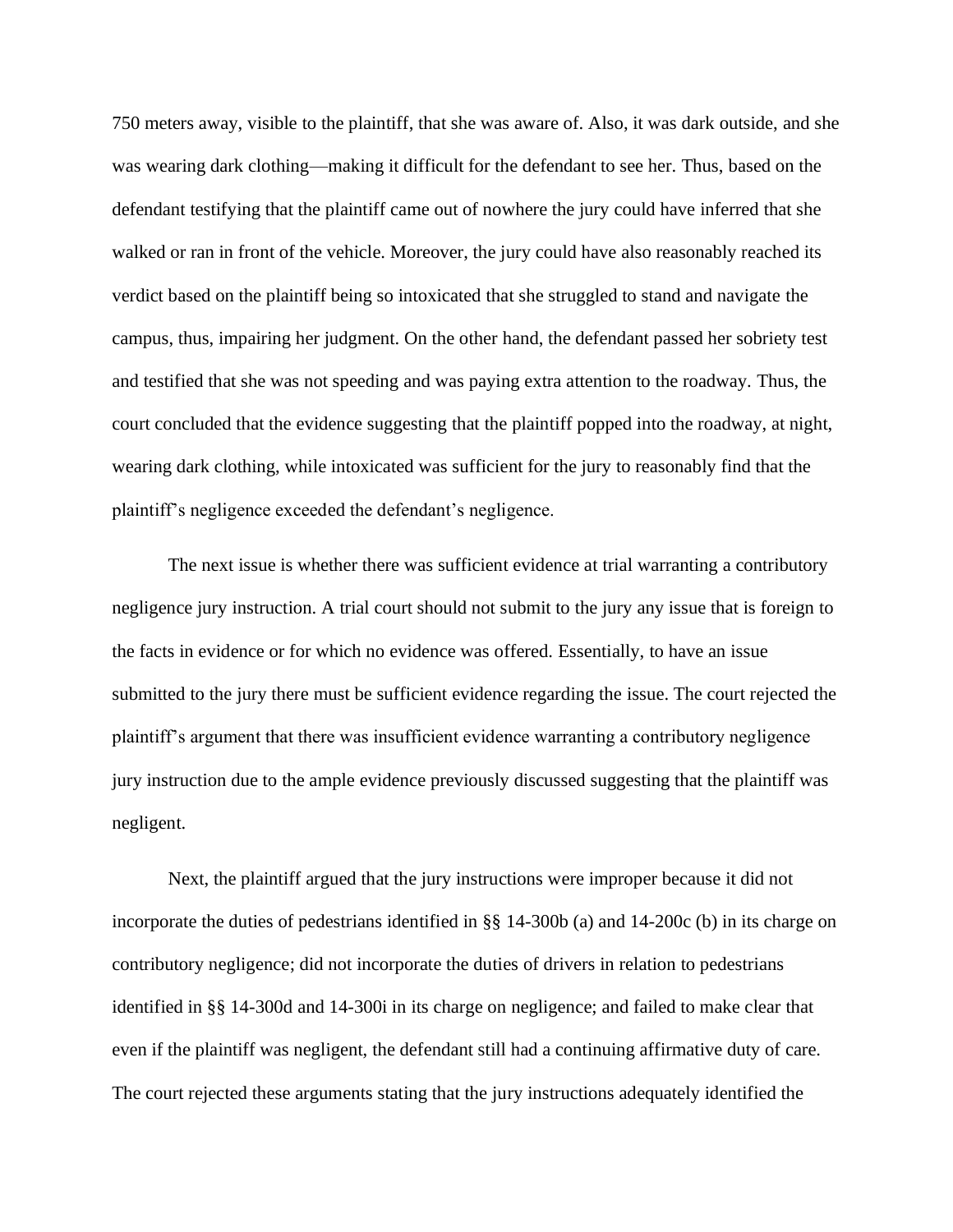750 meters away, visible to the plaintiff, that she was aware of. Also, it was dark outside, and she was wearing dark clothing—making it difficult for the defendant to see her. Thus, based on the defendant testifying that the plaintiff came out of nowhere the jury could have inferred that she walked or ran in front of the vehicle. Moreover, the jury could have also reasonably reached its verdict based on the plaintiff being so intoxicated that she struggled to stand and navigate the campus, thus, impairing her judgment. On the other hand, the defendant passed her sobriety test and testified that she was not speeding and was paying extra attention to the roadway. Thus, the court concluded that the evidence suggesting that the plaintiff popped into the roadway, at night, wearing dark clothing, while intoxicated was sufficient for the jury to reasonably find that the plaintiff's negligence exceeded the defendant's negligence.

The next issue is whether there was sufficient evidence at trial warranting a contributory negligence jury instruction. A trial court should not submit to the jury any issue that is foreign to the facts in evidence or for which no evidence was offered. Essentially, to have an issue submitted to the jury there must be sufficient evidence regarding the issue. The court rejected the plaintiff's argument that there was insufficient evidence warranting a contributory negligence jury instruction due to the ample evidence previously discussed suggesting that the plaintiff was negligent.

Next, the plaintiff argued that the jury instructions were improper because it did not incorporate the duties of pedestrians identified in §§ 14-300b (a) and 14-200c (b) in its charge on contributory negligence; did not incorporate the duties of drivers in relation to pedestrians identified in §§ 14-300d and 14-300i in its charge on negligence; and failed to make clear that even if the plaintiff was negligent, the defendant still had a continuing affirmative duty of care. The court rejected these arguments stating that the jury instructions adequately identified the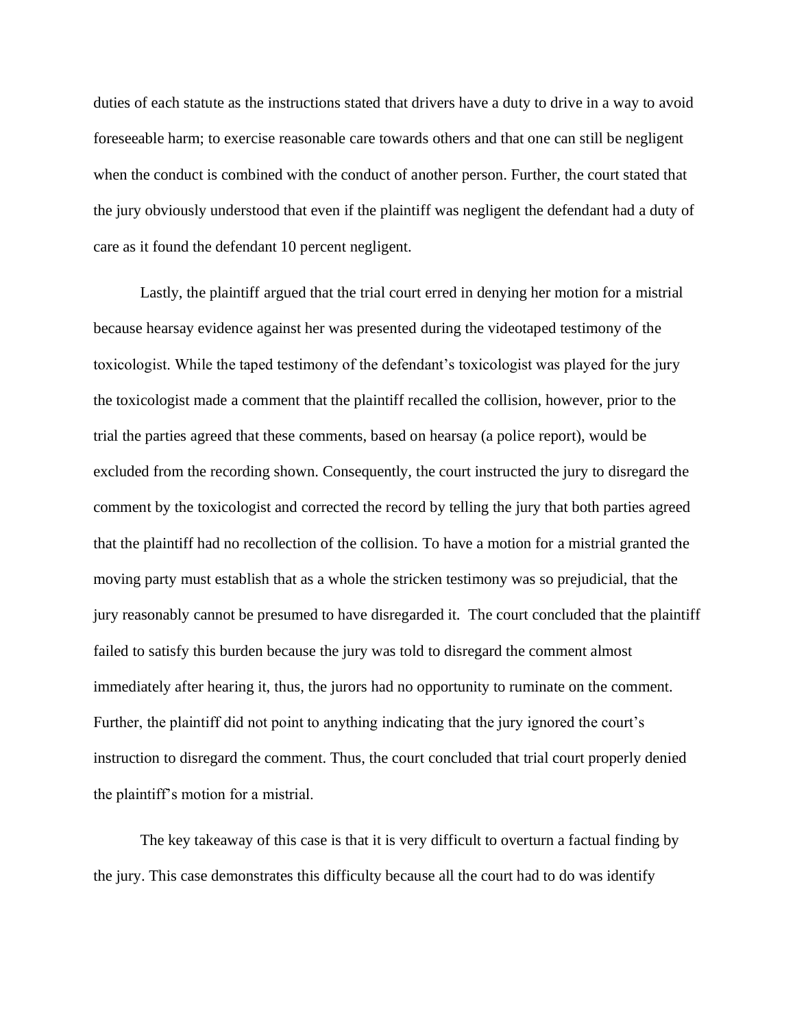duties of each statute as the instructions stated that drivers have a duty to drive in a way to avoid foreseeable harm; to exercise reasonable care towards others and that one can still be negligent when the conduct is combined with the conduct of another person. Further, the court stated that the jury obviously understood that even if the plaintiff was negligent the defendant had a duty of care as it found the defendant 10 percent negligent.

Lastly, the plaintiff argued that the trial court erred in denying her motion for a mistrial because hearsay evidence against her was presented during the videotaped testimony of the toxicologist. While the taped testimony of the defendant's toxicologist was played for the jury the toxicologist made a comment that the plaintiff recalled the collision, however, prior to the trial the parties agreed that these comments, based on hearsay (a police report), would be excluded from the recording shown. Consequently, the court instructed the jury to disregard the comment by the toxicologist and corrected the record by telling the jury that both parties agreed that the plaintiff had no recollection of the collision. To have a motion for a mistrial granted the moving party must establish that as a whole the stricken testimony was so prejudicial, that the jury reasonably cannot be presumed to have disregarded it. The court concluded that the plaintiff failed to satisfy this burden because the jury was told to disregard the comment almost immediately after hearing it, thus, the jurors had no opportunity to ruminate on the comment. Further, the plaintiff did not point to anything indicating that the jury ignored the court's instruction to disregard the comment. Thus, the court concluded that trial court properly denied the plaintiff's motion for a mistrial.

The key takeaway of this case is that it is very difficult to overturn a factual finding by the jury. This case demonstrates this difficulty because all the court had to do was identify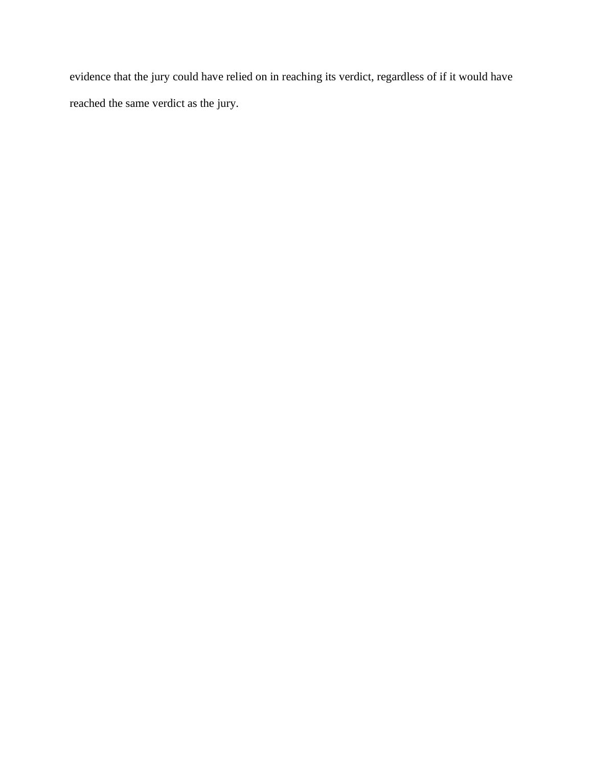evidence that the jury could have relied on in reaching its verdict, regardless of if it would have reached the same verdict as the jury.